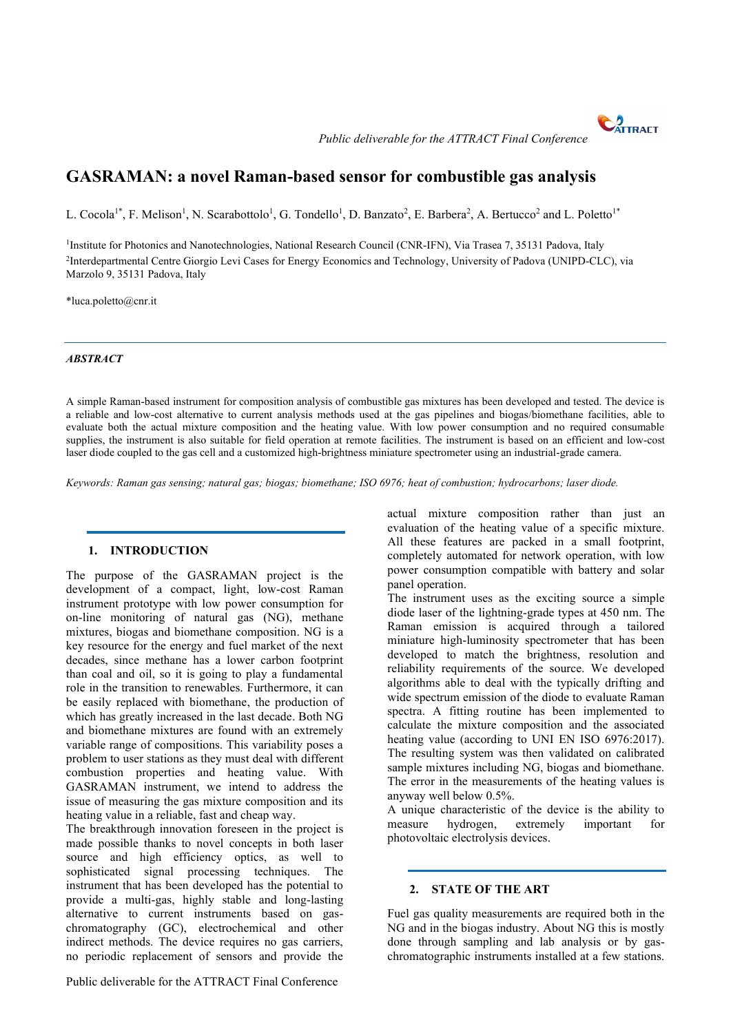# GASRAMAN: a novel Raman-based sensor for combustible gas analysis

L. Cocola[1*], F. Melison[1], N. Scarabottolo[1], G. Tondello[1], D. Banzato[2], E. Barbera[2], A. Bertucco[2] and L. Poletto[1*]

[1]Institute for Photonics and Nanotechnologies, National Research Council (CNR-IFN), Via Trasea 7, 35131 Padova, Italy
[2]Interdepartmental Centre Giorgio Levi Cases for Energy Economics and Technology, University of Padova (UNIPD-CLC), via Marzolo 9, 35131 Padova, Italy

*luca.poletto@cnr.it

### *ABSTRACT*

A simple Raman-based instrument for composition analysis of combustible gas mixtures has been developed and tested. The device is a reliable and low-cost alternative to current analysis methods used at the gas pipelines and biogas/biomethane facilities, able to evaluate both the actual mixture composition and the heating value. With low power consumption and no required consumable supplies, the instrument is also suitable for field operation at remote facilities. The instrument is based on an efficient and low-cost laser diode coupled to the gas cell and a customized high-brightness miniature spectrometer using an industrial-grade camera.

*Keywords: Raman gas sensing; natural gas; biogas; biomethane; ISO 6976; heat of combustion; hydrocarbons; laser diode.*

## 1. INTRODUCTION

The purpose of the GASRAMAN project is the development of a compact, light, low-cost Raman instrument prototype with low power consumption for on-line monitoring of natural gas (NG), methane mixtures, biogas and biomethane composition. NG is a key resource for the energy and fuel market of the next decades, since methane has a lower carbon footprint than coal and oil, so it is going to play a fundamental role in the transition to renewables. Furthermore, it can be easily replaced with biomethane, the production of which has greatly increased in the last decade. Both NG and biomethane mixtures are found with an extremely variable range of compositions. This variability poses a problem to user stations as they must deal with different combustion properties and heating value. With GASRAMAN instrument, we intend to address the issue of measuring the gas mixture composition and its heating value in a reliable, fast and cheap way.

The breakthrough innovation foreseen in the project is made possible thanks to novel concepts in both laser source and high efficiency optics, as well to sophisticated signal processing techniques. The instrument that has been developed has the potential to provide a multi-gas, highly stable and long-lasting alternative to current instruments based on gas-chromatography (GC), electrochemical and other indirect methods. The device requires no gas carriers, no periodic replacement of sensors and provide the actual mixture composition rather than just an evaluation of the heating value of a specific mixture. All these features are packed in a small footprint, completely automated for network operation, with low power consumption compatible with battery and solar panel operation.

The instrument uses as the exciting source a simple diode laser of the lightning-grade types at 450 nm. The Raman emission is acquired through a tailored miniature high-luminosity spectrometer that has been developed to match the brightness, resolution and reliability requirements of the source. We developed algorithms able to deal with the typically drifting and wide spectrum emission of the diode to evaluate Raman spectra. A fitting routine has been implemented to calculate the mixture composition and the associated heating value (according to UNI EN ISO 6976:2017). The resulting system was then validated on calibrated sample mixtures including NG, biogas and biomethane. The error in the measurements of the heating values is anyway well below 0.5%.

A unique characteristic of the device is the ability to measure hydrogen, extremely important for photovoltaic electrolysis devices.

## 2. STATE OF THE ART

Fuel gas quality measurements are required both in the NG and in the biogas industry. About NG this is mostly done through sampling and lab analysis or by gas-chromatographic instruments installed at a few stations.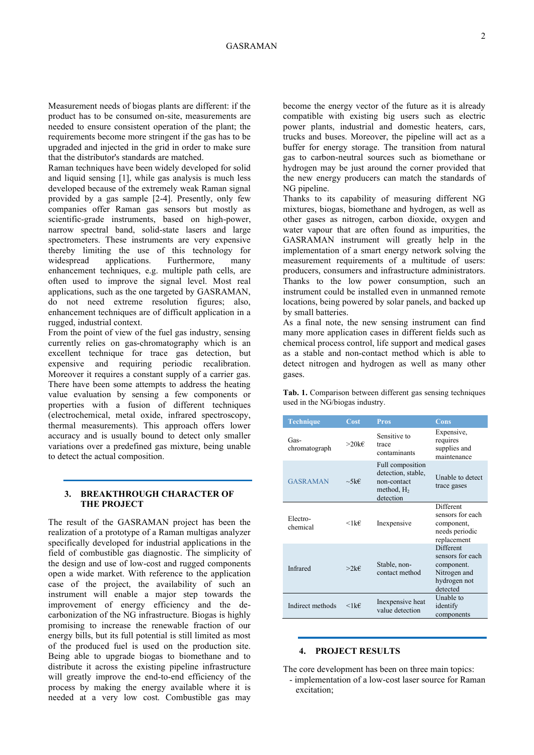Measurement needs of biogas plants are different: if the product has to be consumed on-site, measurements are needed to ensure consistent operation of the plant; the requirements become more stringent if the gas has to be upgraded and injected in the grid in order to make sure that the distributor's standards are matched.

Raman techniques have been widely developed for solid and liquid sensing [1], while gas analysis is much less developed because of the extremely weak Raman signal provided by a gas sample [2-4]. Presently, only few companies offer Raman gas sensors but mostly as scientific-grade instruments, based on high-power, narrow spectral band, solid-state lasers and large spectrometers. These instruments are very expensive thereby limiting the use of this technology for widespread applications. Furthermore, many enhancement techniques, e.g. multiple path cells, are often used to improve the signal level. Most real applications, such as the one targeted by GASRAMAN, do not need extreme resolution figures; also, enhancement techniques are of difficult application in a rugged, industrial context.

From the point of view of the fuel gas industry, sensing currently relies on gas-chromatography which is an excellent technique for trace gas detection, but expensive and requiring periodic recalibration. Moreover it requires a constant supply of a carrier gas. There have been some attempts to address the heating value evaluation by sensing a few components or properties with a fusion of different techniques (electrochemical, metal oxide, infrared spectroscopy, thermal measurements). This approach offers lower accuracy and is usually bound to detect only smaller variations over a predefined gas mixture, being unable to detect the actual composition.

## 3. BREAKTHROUGH CHARACTER OF THE PROJECT

The result of the GASRAMAN project has been the realization of a prototype of a Raman multigas analyzer specifically developed for industrial applications in the field of combustible gas diagnostic. The simplicity of the design and use of low-cost and rugged components open a wide market. With reference to the application case of the project, the availability of such an instrument will enable a major step towards the improvement of energy efficiency and the de-carbonization of the NG infrastructure. Biogas is highly promising to increase the renewable fraction of our energy bills, but its full potential is still limited as most of the produced fuel is used on the production site. Being able to upgrade biogas to biomethane and to distribute it across the existing pipeline infrastructure will greatly improve the end-to-end efficiency of the process by making the energy available where it is needed at a very low cost. Combustible gas may become the energy vector of the future as it is already compatible with existing big users such as electric power plants, industrial and domestic heaters, cars, trucks and buses. Moreover, the pipeline will act as a buffer for energy storage. The transition from natural gas to carbon-neutral sources such as biomethane or hydrogen may be just around the corner provided that the new energy producers can match the standards of NG pipeline.

Thanks to its capability of measuring different NG mixtures, biogas, biomethane and hydrogen, as well as other gases as nitrogen, carbon dioxide, oxygen and water vapour that are often found as impurities, the GASRAMAN instrument will greatly help in the implementation of a smart energy network solving the measurement requirements of a multitude of users: producers, consumers and infrastructure administrators. Thanks to the low power consumption, such an instrument could be installed even in unmanned remote locations, being powered by solar panels, and backed up by small batteries.

As a final note, the new sensing instrument can find many more application cases in different fields such as chemical process control, life support and medical gases as a stable and non-contact method which is able to detect nitrogen and hydrogen as well as many other gases.

**Tab. 1.** Comparison between different gas sensing techniques used in the NG/biogas industry.

| Technique | Cost | Pros | Cons |
|---|---|---|---|
| Gas-chromatograph | >20k€ | Sensitive to trace contaminants | Expensive, requires supplies and maintenance |
| GASRAMAN | ~5k€ | Full composition detection, stable, non-contact method, $H_2$ detection | Unable to detect trace gases |
| Electro-chemical | <1k€ | Inexpensive | Different sensors for each component, needs periodic replacement |
| Infrared | >2k€ | Stable, non-contact method | Different sensors for each component. Nitrogen and hydrogen not detected |
| Indirect methods | <1k€ | Inexpensive heat value detection | Unable to identify components |

## 4. PROJECT RESULTS

The core development has been on three main topics:

- implementation of a low-cost laser source for Raman excitation;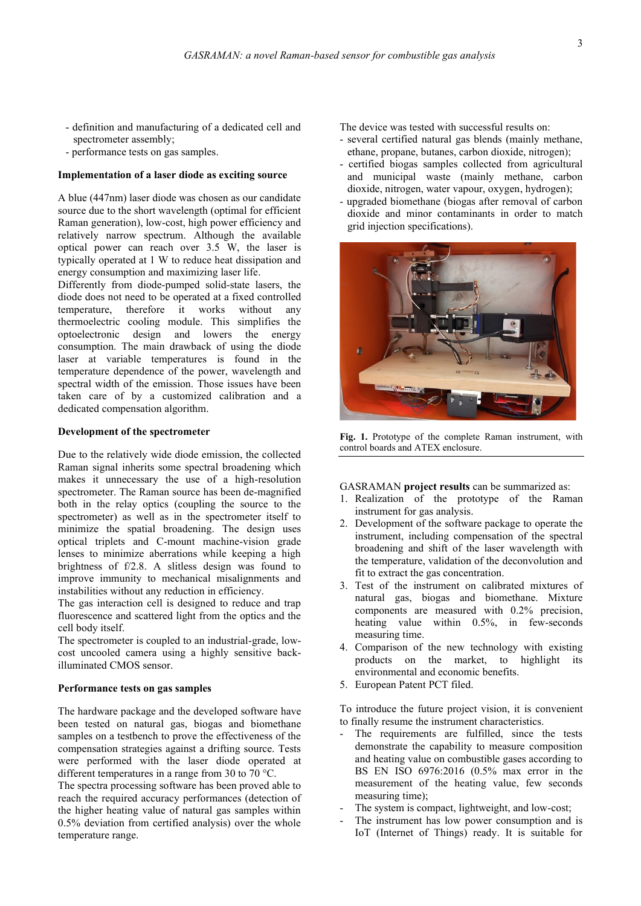- definition and manufacturing of a dedicated cell and spectrometer assembly;
- performance tests on gas samples.

### Implementation of a laser diode as exciting source

A blue (447nm) laser diode was chosen as our candidate source due to the short wavelength (optimal for efficient Raman generation), low-cost, high power efficiency and relatively narrow spectrum. Although the available optical power can reach over 3.5 W, the laser is typically operated at 1 W to reduce heat dissipation and energy consumption and maximizing laser life.

Differently from diode-pumped solid-state lasers, the diode does not need to be operated at a fixed controlled temperature, therefore it works without any thermoelectric cooling module. This simplifies the optoelectronic design and lowers the energy consumption. The main drawback of using the diode laser at variable temperatures is found in the temperature dependence of the power, wavelength and spectral width of the emission. Those issues have been taken care of by a customized calibration and a dedicated compensation algorithm.

### Development of the spectrometer

Due to the relatively wide diode emission, the collected Raman signal inherits some spectral broadening which makes it unnecessary the use of a high-resolution spectrometer. The Raman source has been de-magnified both in the relay optics (coupling the source to the spectrometer) as well as in the spectrometer itself to minimize the spatial broadening. The design uses optical triplets and C-mount machine-vision grade lenses to minimize aberrations while keeping a high brightness of f/2.8. A slitless design was found to improve immunity to mechanical misalignments and instabilities without any reduction in efficiency.

The gas interaction cell is designed to reduce and trap fluorescence and scattered light from the optics and the cell body itself.

The spectrometer is coupled to an industrial-grade, low-cost uncooled camera using a highly sensitive back-illuminated CMOS sensor.

### Performance tests on gas samples

The hardware package and the developed software have been tested on natural gas, biogas and biomethane samples on a testbench to prove the effectiveness of the compensation strategies against a drifting source. Tests were performed with the laser diode operated at different temperatures in a range from 30 to 70 °C.

The spectra processing software has been proved able to reach the required accuracy performances (detection of the higher heating value of natural gas samples within 0.5% deviation from certified analysis) over the whole temperature range.

The device was tested with successful results on:
- several certified natural gas blends (mainly methane, ethane, propane, butanes, carbon dioxide, nitrogen);
- certified biogas samples collected from agricultural and municipal waste (mainly methane, carbon dioxide, nitrogen, water vapour, oxygen, hydrogen);
- upgraded biomethane (biogas after removal of carbon dioxide and minor contaminants in order to match grid injection specifications).

**Fig. 1.** Prototype of the complete Raman instrument, with control boards and ATEX enclosure.

GASRAMAN **project results** can be summarized as:
1. Realization of the prototype of the Raman instrument for gas analysis.
2. Development of the software package to operate the instrument, including compensation of the spectral broadening and shift of the laser wavelength with the temperature, validation of the deconvolution and fit to extract the gas concentration.
3. Test of the instrument on calibrated mixtures of natural gas, biogas and biomethane. Mixture components are measured with 0.2% precision, heating value within 0.5%, in few-seconds measuring time.
4. Comparison of the new technology with existing products on the market, to highlight its environmental and economic benefits.
5. European Patent PCT filed.

To introduce the future project vision, it is convenient to finally resume the instrument characteristics.
- The requirements are fulfilled, since the tests demonstrate the capability to measure composition and heating value on combustible gases according to BS EN ISO 6976:2016 (0.5% max error in the measurement of the heating value, few seconds measuring time);
- The system is compact, lightweight, and low-cost;
- The instrument has low power consumption and is IoT (Internet of Things) ready. It is suitable for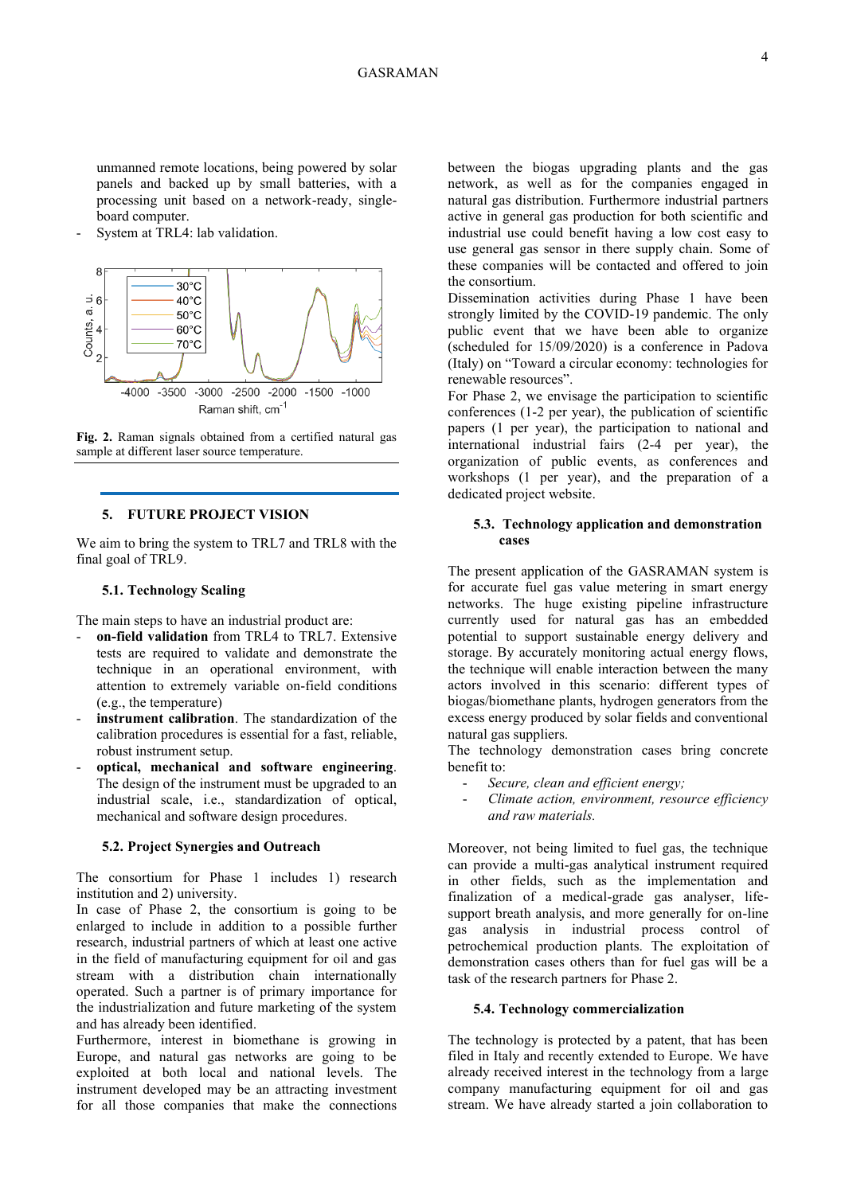unmanned remote locations, being powered by solar panels and backed up by small batteries, with a processing unit based on a network-ready, single-board computer.
- System at TRL4: lab validation.

**Fig. 2.** Raman signals obtained from a certified natural gas sample at different laser source temperature.

## 5. FUTURE PROJECT VISION

We aim to bring the system to TRL7 and TRL8 with the final goal of TRL9.

### 5.1. Technology Scaling

The main steps to have an industrial product are:

- **on-field validation** from TRL4 to TRL7. Extensive tests are required to validate and demonstrate the technique in an operational environment, with attention to extremely variable on-field conditions (e.g., the temperature)
- **instrument calibration**. The standardization of the calibration procedures is essential for a fast, reliable, robust instrument setup.
- **optical, mechanical and software engineering**. The design of the instrument must be upgraded to an industrial scale, i.e., standardization of optical, mechanical and software design procedures.

### 5.2. Project Synergies and Outreach

The consortium for Phase 1 includes 1) research institution and 2) university.

In case of Phase 2, the consortium is going to be enlarged to include in addition to a possible further research, industrial partners of which at least one active in the field of manufacturing equipment for oil and gas stream with a distribution chain internationally operated. Such a partner is of primary importance for the industrialization and future marketing of the system and has already been identified.

Furthermore, interest in biomethane is growing in Europe, and natural gas networks are going to be exploited at both local and national levels. The instrument developed may be an attracting investment for all those companies that make the connections between the biogas upgrading plants and the gas network, as well as for the companies engaged in natural gas distribution. Furthermore industrial partners active in general gas production for both scientific and industrial use could benefit having a low cost easy to use general gas sensor in there supply chain. Some of these companies will be contacted and offered to join the consortium.

Dissemination activities during Phase 1 have been strongly limited by the COVID-19 pandemic. The only public event that we have been able to organize (scheduled for 15/09/2020) is a conference in Padova (Italy) on "Toward a circular economy: technologies for renewable resources".

For Phase 2, we envisage the participation to scientific conferences (1-2 per year), the publication of scientific papers (1 per year), the participation to national and international industrial fairs (2-4 per year), the organization of public events, as conferences and workshops (1 per year), and the preparation of a dedicated project website.

### 5.3. Technology application and demonstration cases

The present application of the GASRAMAN system is for accurate fuel gas value metering in smart energy networks. The huge existing pipeline infrastructure currently used for natural gas has an embedded potential to support sustainable energy delivery and storage. By accurately monitoring actual energy flows, the technique will enable interaction between the many actors involved in this scenario: different types of biogas/biomethane plants, hydrogen generators from the excess energy produced by solar fields and conventional natural gas suppliers.

The technology demonstration cases bring concrete benefit to:

- *Secure, clean and efficient energy;*
- *Climate action, environment, resource efficiency and raw materials.*

Moreover, not being limited to fuel gas, the technique can provide a multi-gas analytical instrument required in other fields, such as the implementation and finalization of a medical-grade gas analyser, life-support breath analysis, and more generally for on-line gas analysis in industrial process control of petrochemical production plants. The exploitation of demonstration cases others than for fuel gas will be a task of the research partners for Phase 2.

### 5.4. Technology commercialization

The technology is protected by a patent, that has been filed in Italy and recently extended to Europe. We have already received interest in the technology from a large company manufacturing equipment for oil and gas stream. We have already started a join collaboration to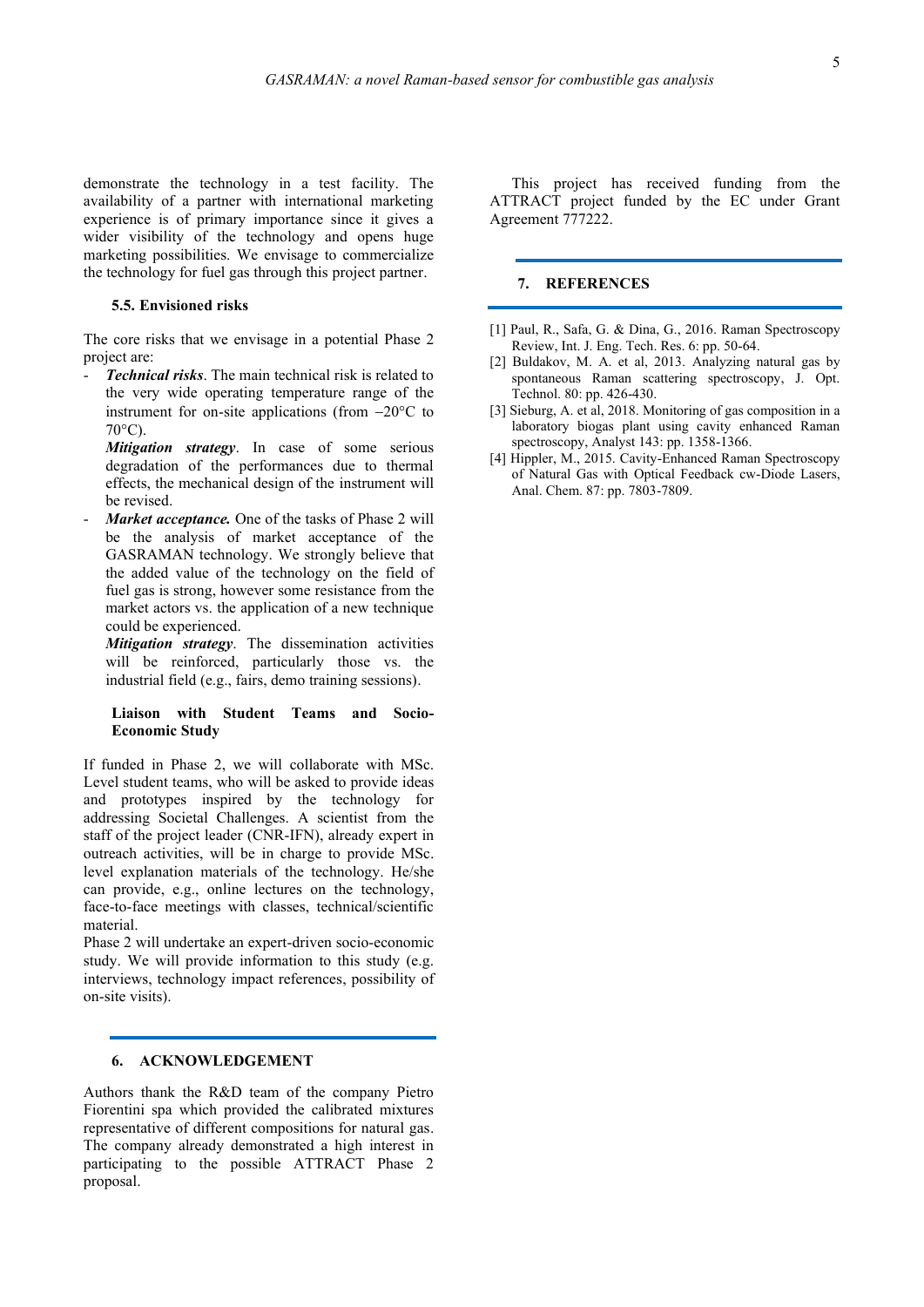demonstrate the technology in a test facility. The availability of a partner with international marketing experience is of primary importance since it gives a wider visibility of the technology and opens huge marketing possibilities. We envisage to commercialize the technology for fuel gas through this project partner.

### 5.5. Envisioned risks

The core risks that we envisage in a potential Phase 2 project are:

- ***Technical risks***. The main technical risk is related to the very wide operating temperature range of the instrument for on-site applications (from −20°C to 70°C).
  ***Mitigation strategy***. In case of some serious degradation of the performances due to thermal effects, the mechanical design of the instrument will be revised.
- ***Market acceptance.*** One of the tasks of Phase 2 will be the analysis of market acceptance of the GASRAMAN technology. We strongly believe that the added value of the technology on the field of fuel gas is strong, however some resistance from the market actors vs. the application of a new technique could be experienced.
  ***Mitigation strategy***. The dissemination activities will be reinforced, particularly those vs. the industrial field (e.g., fairs, demo training sessions).

### Liaison with Student Teams and Socio-Economic Study

If funded in Phase 2, we will collaborate with MSc. Level student teams, who will be asked to provide ideas and prototypes inspired by the technology for addressing Societal Challenges. A scientist from the staff of the project leader (CNR-IFN), already expert in outreach activities, will be in charge to provide MSc. level explanation materials of the technology. He/she can provide, e.g., online lectures on the technology, face-to-face meetings with classes, technical/scientific material.

Phase 2 will undertake an expert-driven socio-economic study. We will provide information to this study (e.g. interviews, technology impact references, possibility of on-site visits).

## 6. ACKNOWLEDGEMENT

Authors thank the R&D team of the company Pietro Fiorentini spa which provided the calibrated mixtures representative of different compositions for natural gas. The company already demonstrated a high interest in participating to the possible ATTRACT Phase 2 proposal.

This project has received funding from the ATTRACT project funded by the EC under Grant Agreement 777222.

## 7. REFERENCES

[1] Paul, R., Safa, G. & Dina, G., 2016. Raman Spectroscopy Review, Int. J. Eng. Tech. Res. 6: pp. 50-64.

[2] Buldakov, M. A. et al, 2013. Analyzing natural gas by spontaneous Raman scattering spectroscopy, J. Opt. Technol. 80: pp. 426-430.

[3] Sieburg, A. et al, 2018. Monitoring of gas composition in a laboratory biogas plant using cavity enhanced Raman spectroscopy, Analyst 143: pp. 1358-1366.

[4] Hippler, M., 2015. Cavity-Enhanced Raman Spectroscopy of Natural Gas with Optical Feedback cw-Diode Lasers, Anal. Chem. 87: pp. 7803-7809.